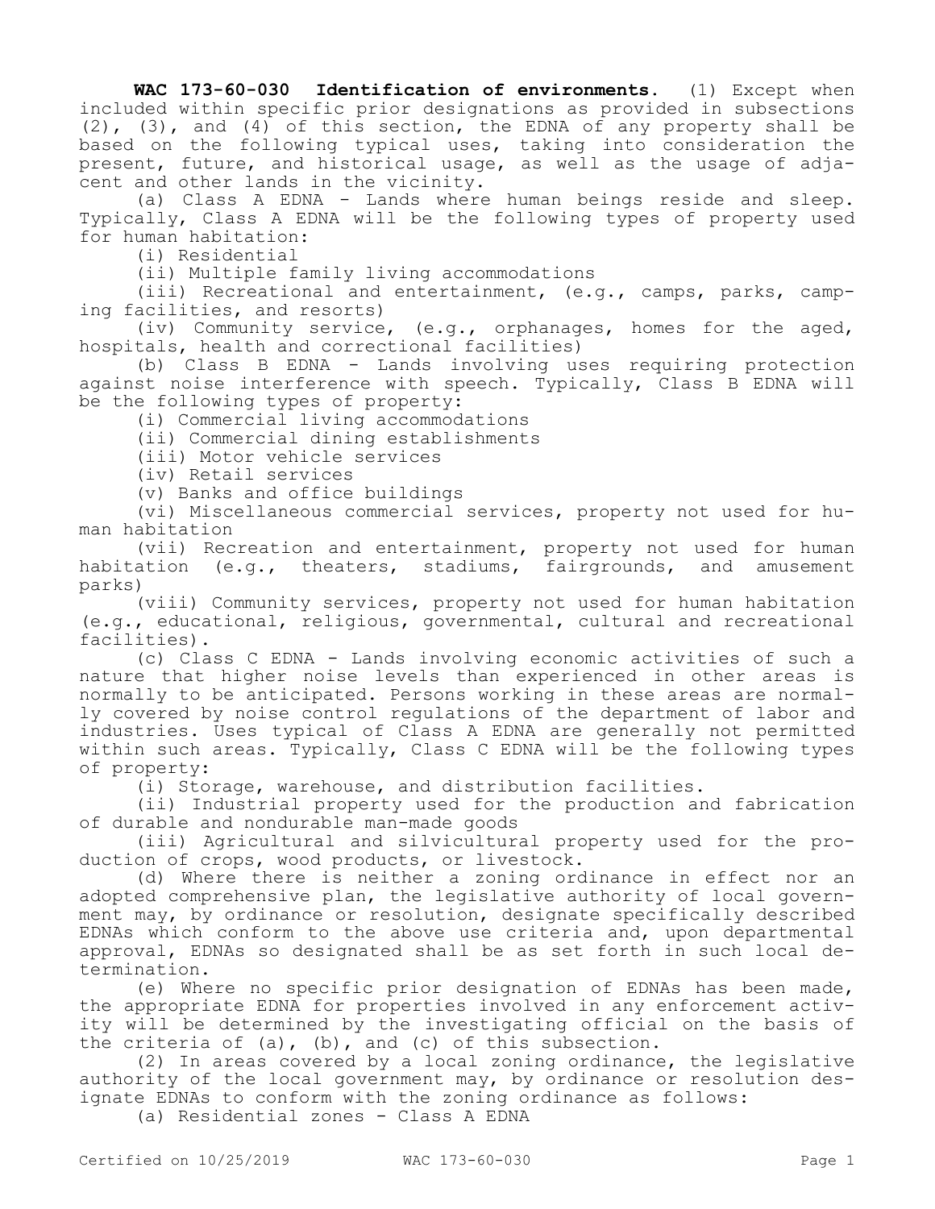**WAC 173-60-030 Identification of environments.** (1) Except when included within specific prior designations as provided in subsections (2), (3), and (4) of this section, the EDNA of any property shall be based on the following typical uses, taking into consideration the present, future, and historical usage, as well as the usage of adjacent and other lands in the vicinity.

(a) Class A EDNA - Lands where human beings reside and sleep. Typically, Class A EDNA will be the following types of property used for human habitation:

(i) Residential

(ii) Multiple family living accommodations

(iii) Recreational and entertainment, (e.g., camps, parks, camping facilities, and resorts)

(iv) Community service, (e.g., orphanages, homes for the aged, hospitals, health and correctional facilities)

(b) Class B EDNA - Lands involving uses requiring protection against noise interference with speech. Typically, Class B EDNA will be the following types of property:

(i) Commercial living accommodations

(ii) Commercial dining establishments

(iii) Motor vehicle services

(iv) Retail services

(v) Banks and office buildings

(vi) Miscellaneous commercial services, property not used for human habitation

(vii) Recreation and entertainment, property not used for human habitation (e.g., theaters, stadiums, fairgrounds, and amusement parks)

(viii) Community services, property not used for human habitation (e.g., educational, religious, governmental, cultural and recreational facilities).

(c) Class C EDNA - Lands involving economic activities of such a nature that higher noise levels than experienced in other areas is normally to be anticipated. Persons working in these areas are normally covered by noise control regulations of the department of labor and industries. Uses typical of Class A EDNA are generally not permitted within such areas. Typically, Class C EDNA will be the following types of property:

(i) Storage, warehouse, and distribution facilities.

(ii) Industrial property used for the production and fabrication of durable and nondurable man-made goods

(iii) Agricultural and silvicultural property used for the production of crops, wood products, or livestock.

(d) Where there is neither a zoning ordinance in effect nor an adopted comprehensive plan, the legislative authority of local government may, by ordinance or resolution, designate specifically described EDNAs which conform to the above use criteria and, upon departmental approval, EDNAs so designated shall be as set forth in such local determination.

(e) Where no specific prior designation of EDNAs has been made, the appropriate EDNA for properties involved in any enforcement activity will be determined by the investigating official on the basis of the criteria of (a), (b), and (c) of this subsection.

(2) In areas covered by a local zoning ordinance, the legislative authority of the local government may, by ordinance or resolution designate EDNAs to conform with the zoning ordinance as follows:

(a) Residential zones - Class A EDNA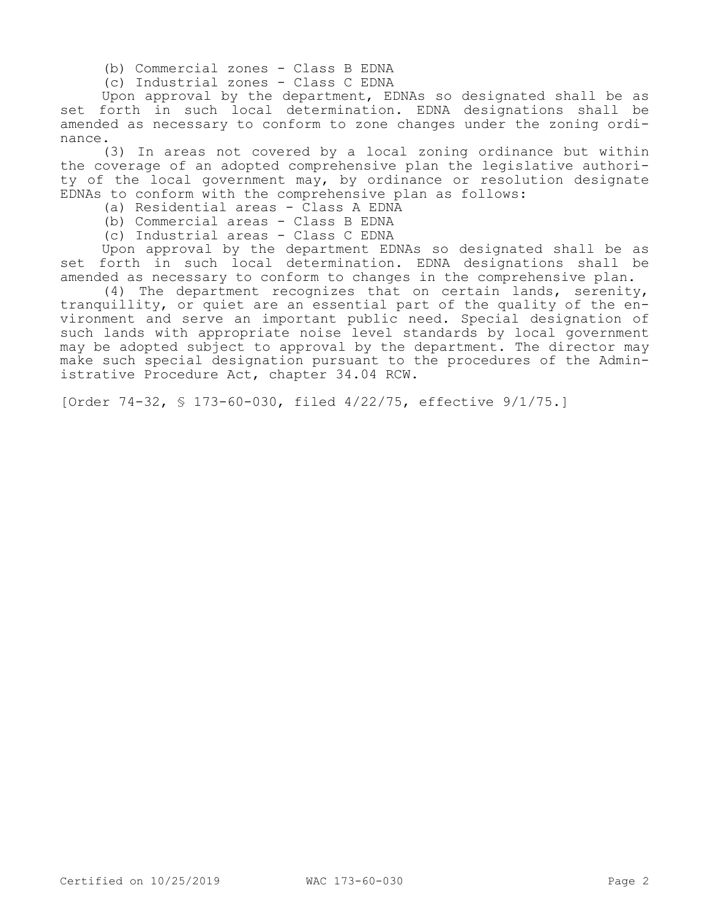(b) Commercial zones - Class B EDNA

(c) Industrial zones - Class C EDNA

Upon approval by the department, EDNAs so designated shall be as set forth in such local determination. EDNA designations shall be amended as necessary to conform to zone changes under the zoning ordinance.

(3) In areas not covered by a local zoning ordinance but within the coverage of an adopted comprehensive plan the legislative authority of the local government may, by ordinance or resolution designate EDNAs to conform with the comprehensive plan as follows:

(a) Residential areas - Class A EDNA

(b) Commercial areas - Class B EDNA

(c) Industrial areas - Class C EDNA

Upon approval by the department EDNAs so designated shall be as set forth in such local determination. EDNA designations shall be amended as necessary to conform to changes in the comprehensive plan.

(4) The department recognizes that on certain lands, serenity, tranquillity, or quiet are an essential part of the quality of the environment and serve an important public need. Special designation of such lands with appropriate noise level standards by local government may be adopted subject to approval by the department. The director may make such special designation pursuant to the procedures of the Administrative Procedure Act, chapter 34.04 RCW.

[Order 74-32, § 173-60-030, filed 4/22/75, effective 9/1/75.]